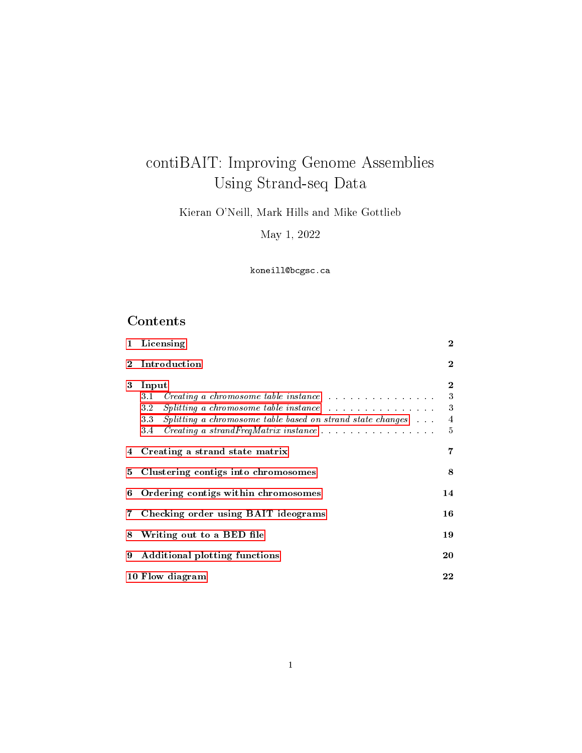# contiBAIT: Improving Genome Assemblies Using Strand-seq Data

Kieran O'Neill, Mark Hills and Mike Gottlieb

May 1, 2022

koneill@bcgsc.ca

## Contents

- 1 Licensing — 2
- 2 Introduction — 2
- 3 Input — 2
  - 3.1 *Creating a chromosome table instance* — 3
  - 3.2 *Splitting a chromosome table instance* — 3
  - 3.3 *Splitting a chromosome table based on strand state changes* — 4
  - 3.4 *Creating a strandFreqMatrix instance* — 5
- 4 Creating a strand state matrix — 7
- 5 Clustering contigs into chromosomes — 8
- 6 Ordering contigs within chromosomes — 14
- 7 Checking order using BAIT ideograms — 16
- 8 Writing out to a BED file — 19
- 9 Additional plotting functions — 20
- 10 Flow diagram — 22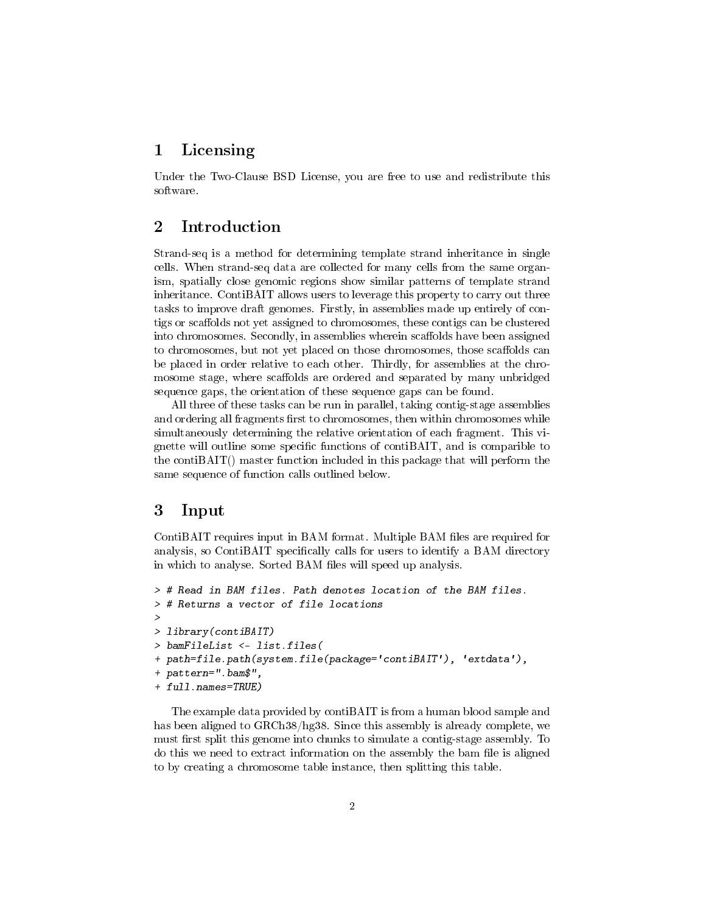# 1 Licensing

Under the Two-Clause BSD License, you are free to use and redistribute this software.

# 2 Introduction

Strand-seq is a method for determining template strand inheritance in single cells. When strand-seq data are collected for many cells from the same organism, spatially close genomic regions show similar patterns of template strand inheritance. ContiBAIT allows users to leverage this property to carry out three tasks to improve draft genomes. Firstly, in assemblies made up entirely of contigs or scaffolds not yet assigned to chromosomes, these contigs can be clustered into chromosomes. Secondly, in assemblies wherein scaffolds have been assigned to chromosomes, but not yet placed on those chromosomes, those scaffolds can be placed in order relative to each other. Thirdly, for assemblies at the chromosome stage, where scaffolds are ordered and separated by many unbridged sequence gaps, the orientation of these sequence gaps can be found.

All three of these tasks can be run in parallel, taking contig-stage assemblies and ordering all fragments first to chromosomes, then within chromosomes while simultaneously determining the relative orientation of each fragment. This vignette will outline some specific functions of contiBAIT, and is comparible to the contiBAIT() master function included in this package that will perform the same sequence of function calls outlined below.

# 3 Input

ContiBAIT requires input in BAM format. Multiple BAM files are required for analysis, so ContiBAIT specifically calls for users to identify a BAM directory in which to analyse. Sorted BAM files will speed up analysis.

```
> # Read in BAM files. Path denotes location of the BAM files.
> # Returns a vector of file locations
>
> library(contiBAIT)
> bamFileList <- list.files(
+ path=file.path(system.file(package='contiBAIT'), 'extdata'),
+ pattern=".bam$",
+ full.names=TRUE)
```

The example data provided by contiBAIT is from a human blood sample and has been aligned to GRCh38/hg38. Since this assembly is already complete, we must first split this genome into chunks to simulate a contig-stage assembly. To do this we need to extract information on the assembly the bam file is aligned to by creating a chromosome table instance, then splitting this table.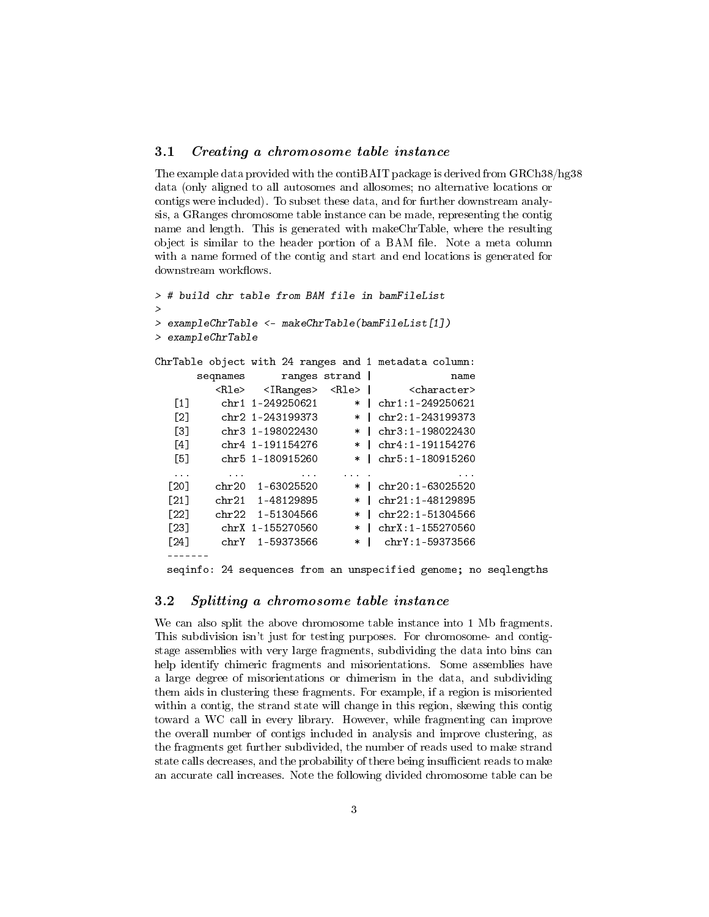### 3.1 *Creating a chromosome table instance*

The example data provided with the contiBAIT package is derived from GRCh38/hg38 data (only aligned to all autosomes and allosomes; no alternative locations or contigs were included). To subset these data, and for further downstream analysis, a GRanges chromosome table instance can be made, representing the contig name and length. This is generated with makeChrTable, where the resulting object is similar to the header portion of a BAM file. Note a meta column with a name formed of the contig and start and end locations is generated for downstream workflows.

```
> # build chr table from BAM file in bamFileList
>
> exampleChrTable <- makeChrTable(bamFileList[1])
> exampleChrTable

ChrTable object with 24 ranges and 1 metadata column:
       seqnames      ranges strand |             name
          <Rle>   <IRanges>  <Rle> |      <character>
   [1]     chr1 1-249250621      * | chr1:1-249250621
   [2]     chr2 1-243199373      * | chr2:1-243199373
   [3]     chr3 1-198022430      * | chr3:1-198022430
   [4]     chr4 1-191154276      * | chr4:1-191154276
   [5]     chr5 1-180915260      * | chr5:1-180915260
   ...      ...         ...    ... .              ...
  [20]    chr20  1-63025520      * | chr20:1-63025520
  [21]    chr21  1-48129895      * | chr21:1-48129895
  [22]    chr22  1-51304566      * | chr22:1-51304566
  [23]     chrX 1-155270560      * | chrX:1-155270560
  [24]     chrY  1-59373566      * |  chrY:1-59373566
  -------
  seqinfo: 24 sequences from an unspecified genome; no seqlengths
```

### 3.2 *Splitting a chromosome table instance*

We can also split the above chromosome table instance into 1 Mb fragments. This subdivision isn't just for testing purposes. For chromosome- and contig-stage assemblies with very large fragments, subdividing the data into bins can help identify chimeric fragments and misorientations. Some assemblies have a large degree of misorientations or chimerism in the data, and subdividing them aids in clustering these fragments. For example, if a region is misoriented within a contig, the strand state will change in this region, skewing this contig toward a WC call in every library. However, while fragmenting can improve the overall number of contigs included in analysis and improve clustering, as the fragments get further subdivided, the number of reads used to make strand state calls decreases, and the probability of there being insufficient reads to make an accurate call increases. Note the following divided chromosome table can be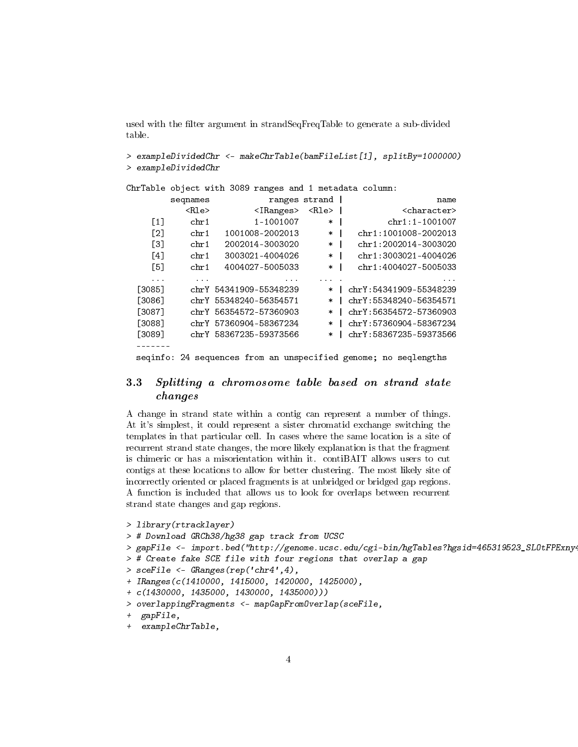used with the filter argument in strandSeqFreqTable to generate a sub-divided table.

```
> exampleDividedChr <- makeChrTable(bamFileList[1], splitBy=1000000)
> exampleDividedChr

ChrTable object with 3089 ranges and 1 metadata column:
         seqnames            ranges strand |                   name
            <Rle>         <IRanges>  <Rle> |            <character>
     [1]     chr1         1-1001007      * |         chr1:1-1001007
     [2]     chr1   1001008-2002013      * |   chr1:1001008-2002013
     [3]     chr1   2002014-3003020      * |   chr1:2002014-3003020
     [4]     chr1   3003021-4004026      * |   chr1:3003021-4004026
     [5]     chr1   4004027-5005033      * |   chr1:4004027-5005033
     ...      ...               ...    ... .                    ...
  [3085]     chrY 54341909-55348239      * | chrY:54341909-55348239
  [3086]     chrY 55348240-56354571      * | chrY:55348240-56354571
  [3087]     chrY 56354572-57360903      * | chrY:56354572-57360903
  [3088]     chrY 57360904-58367234      * | chrY:57360904-58367234
  [3089]     chrY 58367235-59373566      * | chrY:58367235-59373566
  -------
  seqinfo: 24 sequences from an unspecified genome; no seqlengths
```

### 3.3 *Splitting a chromosome table based on strand state changes*

A change in strand state within a contig can represent a number of things. At it's simplest, it could represent a sister chromatid exchange switching the templates in that particular cell. In cases where the same location is a site of recurrent strand state changes, the more likely explanation is that the fragment is chimeric or has a misorientation within it. contiBAIT allows users to cut contigs at these locations to allow for better clustering. The most likely site of incorrectly oriented or placed fragments is at unbridged or bridged gap regions. A function is included that allows us to look for overlaps between recurrent strand state changes and gap regions.

```
> library(rtracklayer)
> # Download GRCh38/hg38 gap track from UCSC
> gapFile <- import.bed("http://genome.ucsc.edu/cgi-bin/hgTables?hgsid=465319523_SL0tFPExny4
> # Create fake SCE file with four regions that overlap a gap
> sceFile <- GRanges(rep('chr4',4),
+ IRanges(c(1410000, 1415000, 1420000, 1425000),
+ c(1430000, 1435000, 1430000, 1435000)))
> overlappingFragments <- mapGapFromOverlap(sceFile,
+  gapFile,
+  exampleChrTable,
```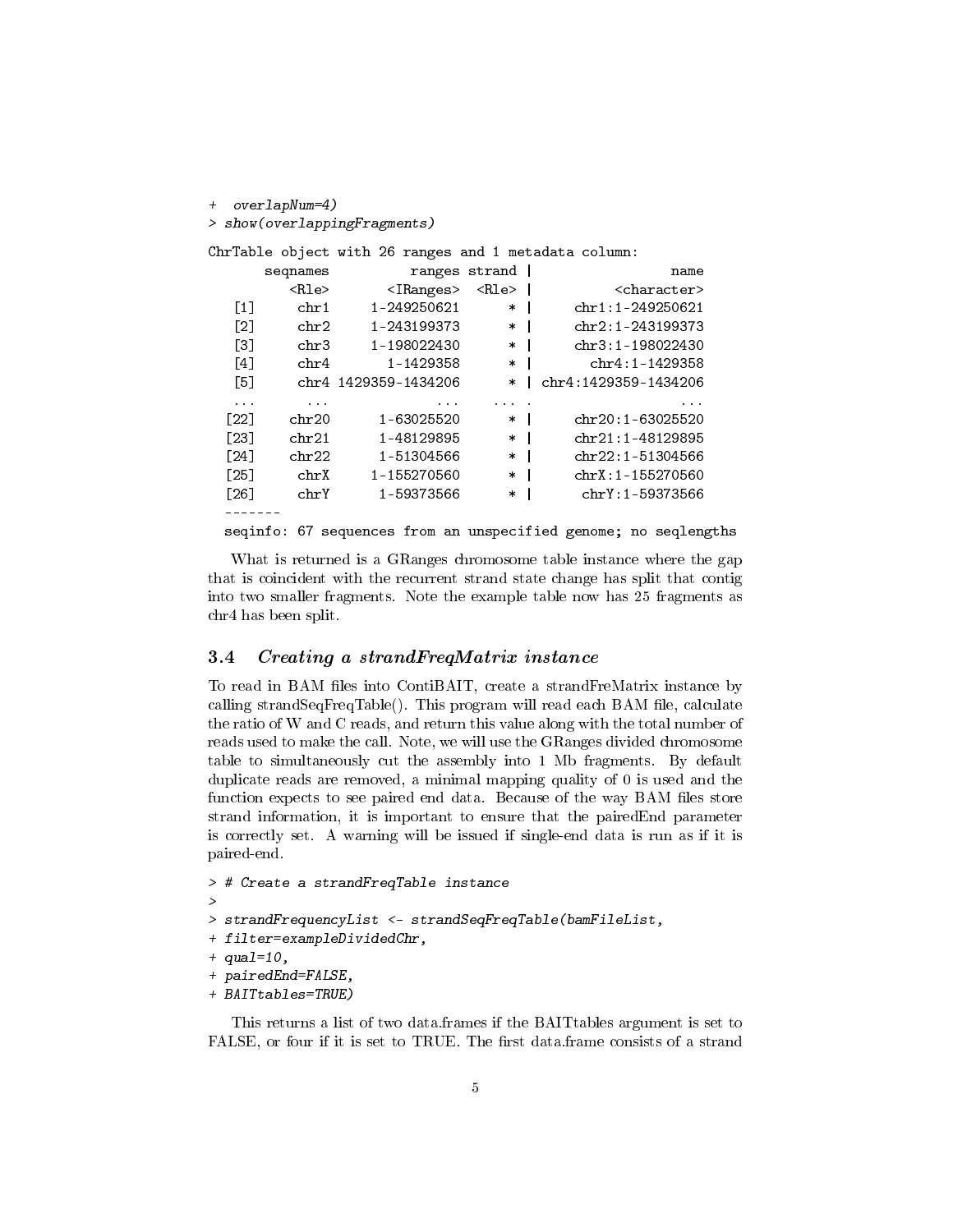```
+  overlapNum=4)
> show(overlappingFragments)
```

```
ChrTable object with 26 ranges and 1 metadata column:
       seqnames          ranges strand |                name
          <Rle>       <IRanges>  <Rle> |         <character>
   [1]     chr1     1-249250621      * |     chr1:1-249250621
   [2]     chr2     1-243199373      * |     chr2:1-243199373
   [3]     chr3     1-198022430      * |     chr3:1-198022430
   [4]     chr4       1-1429358      * |       chr4:1-1429358
   [5]     chr4 1429359-1434206      * | chr4:1429359-1434206
   ...      ...             ...    ... .                 ...
  [22]    chr20      1-63025520      * |     chr20:1-63025520
  [23]    chr21      1-48129895      * |     chr21:1-48129895
  [24]    chr22      1-51304566      * |     chr22:1-51304566
  [25]     chrX     1-155270560      * |     chrX:1-155270560
  [26]     chrY      1-59373566      * |      chrY:1-59373566
  -------
  seqinfo: 67 sequences from an unspecified genome; no seqlengths
```

What is returned is a GRanges chromosome table instance where the gap that is coincident with the recurrent strand state change has split that contig into two smaller fragments. Note the example table now has 25 fragments as chr4 has been split.

### 3.4 *Creating a strandFreqMatrix instance*

To read in BAM files into ContiBAIT, create a strandFreMatrix instance by calling strandSeqFreqTable(). This program will read each BAM file, calculate the ratio of W and C reads, and return this value along with the total number of reads used to make the call. Note, we will use the GRanges divided chromosome table to simultaneously cut the assembly into 1 Mb fragments. By default duplicate reads are removed, a minimal mapping quality of 0 is used and the function expects to see paired end data. Because of the way BAM files store strand information, it is important to ensure that the pairedEnd parameter is correctly set. A warning will be issued if single-end data is run as if it is paired-end.

```
> # Create a strandFreqTable instance
>
> strandFrequencyList <- strandSeqFreqTable(bamFileList,
+ filter=exampleDividedChr,
+ qual=10,
+ pairedEnd=FALSE,
+ BAITtables=TRUE)
```

This returns a list of two data.frames if the BAITtables argument is set to FALSE, or four if it is set to TRUE. The first data.frame consists of a strand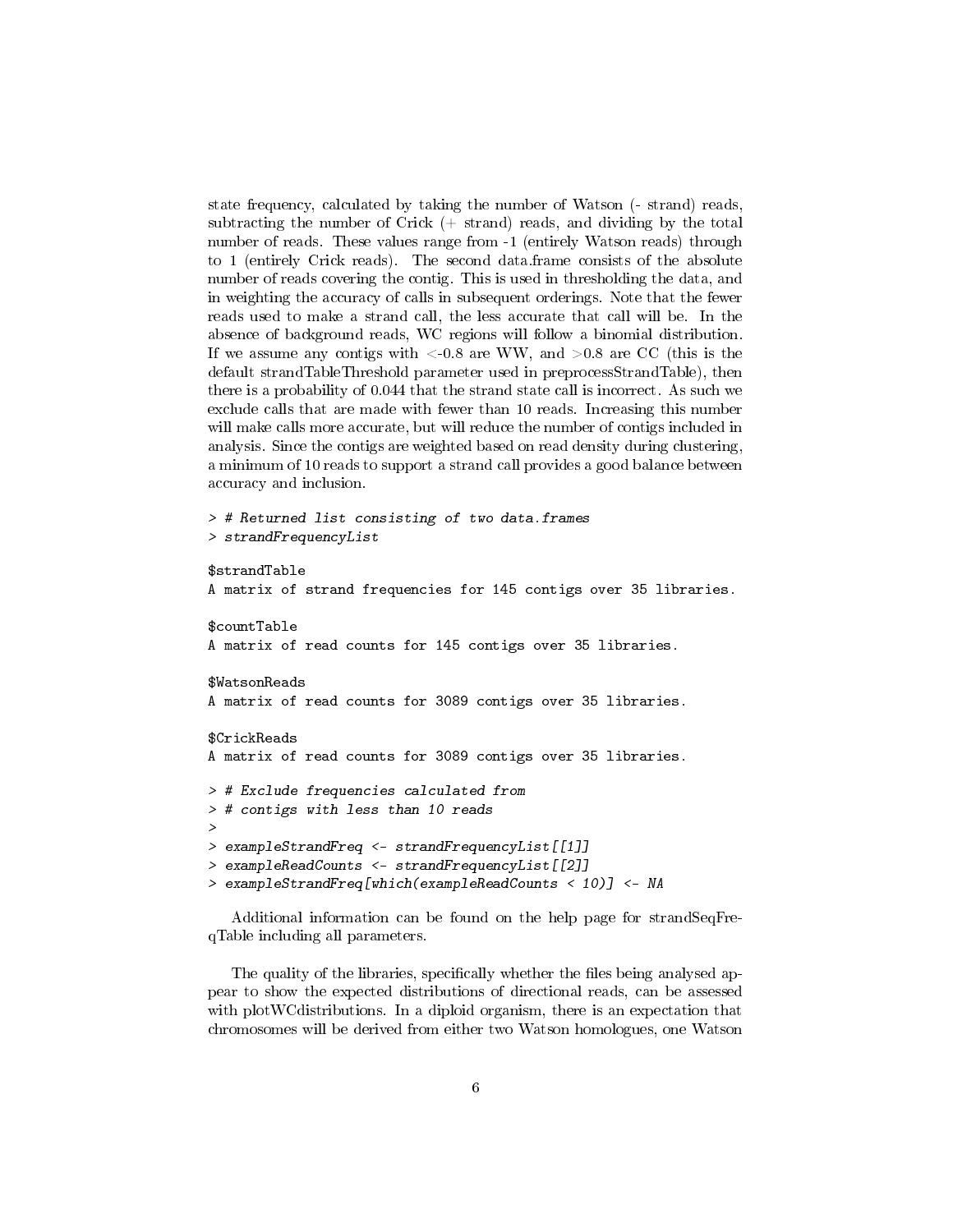state frequency, calculated by taking the number of Watson (- strand) reads, subtracting the number of Crick (+ strand) reads, and dividing by the total number of reads. These values range from -1 (entirely Watson reads) through to 1 (entirely Crick reads). The second data.frame consists of the absolute number of reads covering the contig. This is used in thresholding the data, and in weighting the accuracy of calls in subsequent orderings. Note that the fewer reads used to make a strand call, the less accurate that call will be. In the absence of background reads, WC regions will follow a binomial distribution. If we assume any contigs with $<$-0.8 are WW, and $>$0.8 are CC (this is the default strandTableThreshold parameter used in preprocessStrandTable), then there is a probability of 0.044 that the strand state call is incorrect. As such we exclude calls that are made with fewer than 10 reads. Increasing this number will make calls more accurate, but will reduce the number of contigs included in analysis. Since the contigs are weighted based on read density during clustering, a minimum of 10 reads to support a strand call provides a good balance between accuracy and inclusion.

```
> # Returned list consisting of two data.frames
> strandFrequencyList

$strandTable
A matrix of strand frequencies for 145 contigs over 35 libraries.

$countTable
A matrix of read counts for 145 contigs over 35 libraries.

$WatsonReads
A matrix of read counts for 3089 contigs over 35 libraries.

$CrickReads
A matrix of read counts for 3089 contigs over 35 libraries.

> # Exclude frequencies calculated from
> # contigs with less than 10 reads
>
> exampleStrandFreq <- strandFrequencyList[[1]]
> exampleReadCounts <- strandFrequencyList[[2]]
> exampleStrandFreq[which(exampleReadCounts < 10)] <- NA
```

Additional information can be found on the help page for strandSeqFreqTable including all parameters.

The quality of the libraries, specifically whether the files being analysed appear to show the expected distributions of directional reads, can be assessed with plotWCdistributions. In a diploid organism, there is an expectation that chromosomes will be derived from either two Watson homologues, one Watson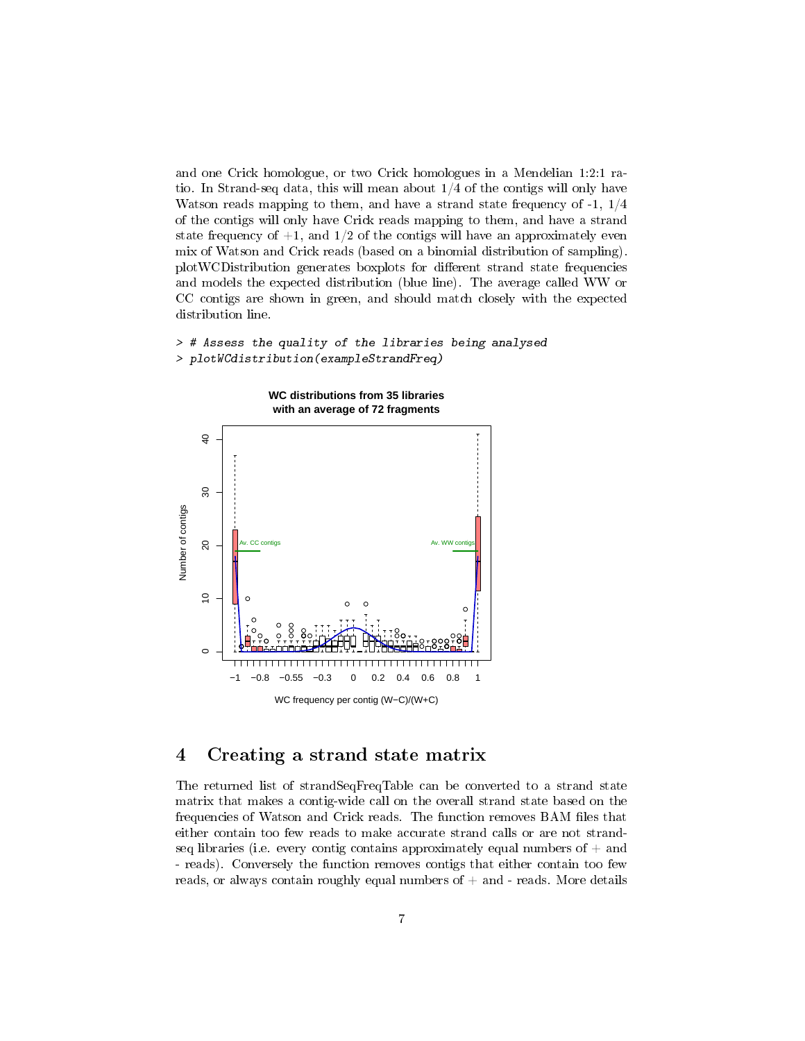and one Crick homologue, or two Crick homologues in a Mendelian 1:2:1 ratio. In Strand-seq data, this will mean about 1/4 of the contigs will only have Watson reads mapping to them, and have a strand state frequency of -1, 1/4 of the contigs will only have Crick reads mapping to them, and have a strand state frequency of +1, and 1/2 of the contigs will have an approximately even mix of Watson and Crick reads (based on a binomial distribution of sampling). plotWCDistribution generates boxplots for different strand state frequencies and models the expected distribution (blue line). The average called WW or CC contigs are shown in green, and should match closely with the expected distribution line.

```
> # Assess the quality of the libraries being analysed
> plotWCdistribution(exampleStrandFreq)
```

## 4 Creating a strand state matrix

The returned list of strandSeqFreqTable can be converted to a strand state matrix that makes a contig-wide call on the overall strand state based on the frequencies of Watson and Crick reads. The function removes BAM files that either contain too few reads to make accurate strand calls or are not strand-seq libraries (i.e. every contig contains approximately equal numbers of + and - reads). Conversely the function removes contigs that either contain too few reads, or always contain roughly equal numbers of + and - reads. More details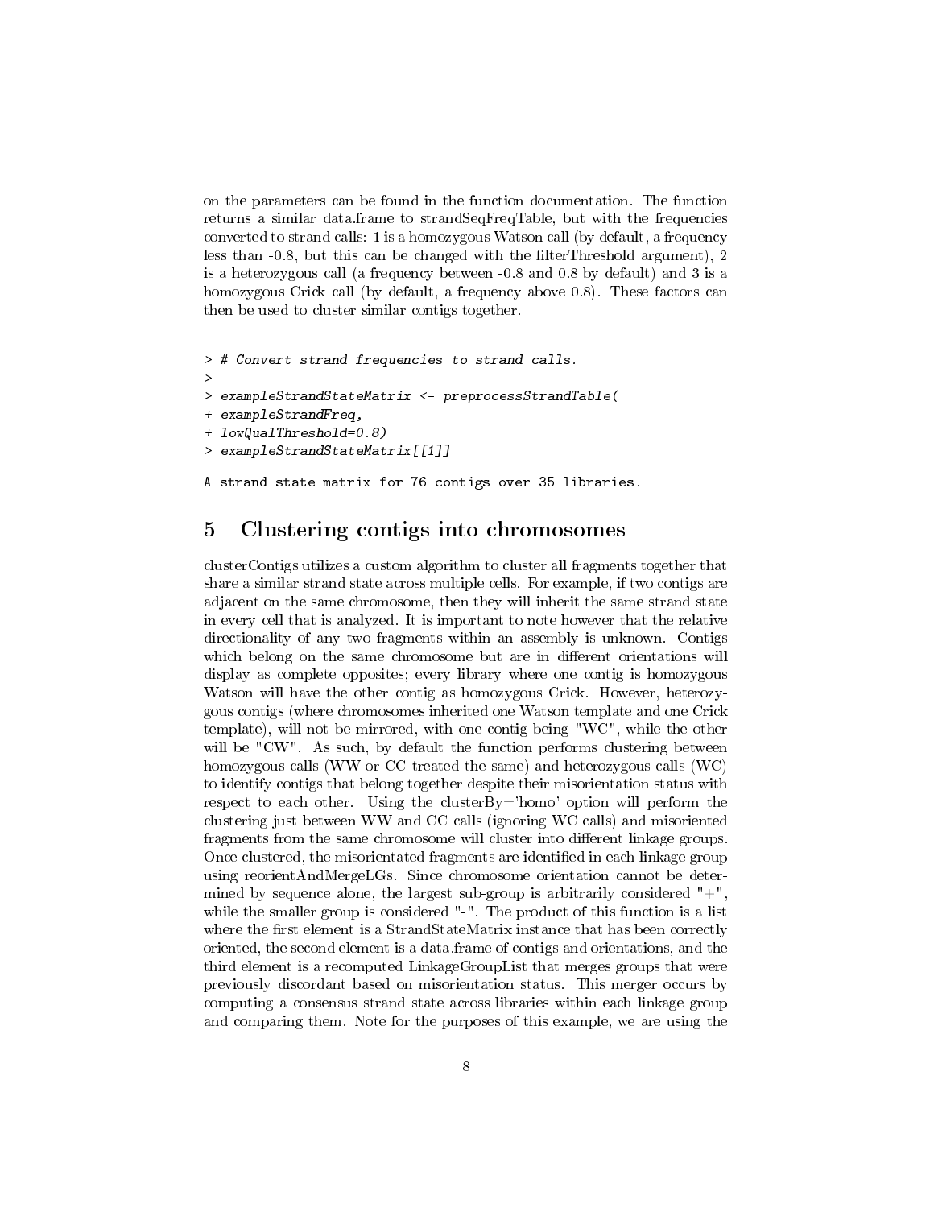on the parameters can be found in the function documentation. The function returns a similar data.frame to strandSeqFreqTable, but with the frequencies converted to strand calls: 1 is a homozygous Watson call (by default, a frequency less than -0.8, but this can be changed with the filterThreshold argument), 2 is a heterozygous call (a frequency between -0.8 and 0.8 by default) and 3 is a homozygous Crick call (by default, a frequency above 0.8). These factors can then be used to cluster similar contigs together.

```
> # Convert strand frequencies to strand calls.
>
> exampleStrandStateMatrix <- preprocessStrandTable(
+ exampleStrandFreq,
+ lowQualThreshold=0.8)
> exampleStrandStateMatrix[[1]]

A strand state matrix for 76 contigs over 35 libraries.
```

## 5 Clustering contigs into chromosomes

clusterContigs utilizes a custom algorithm to cluster all fragments together that share a similar strand state across multiple cells. For example, if two contigs are adjacent on the same chromosome, then they will inherit the same strand state in every cell that is analyzed. It is important to note however that the relative directionality of any two fragments within an assembly is unknown. Contigs which belong on the same chromosome but are in different orientations will display as complete opposites; every library where one contig is homozygous Watson will have the other contig as homozygous Crick. However, heterozygous contigs (where chromosomes inherited one Watson template and one Crick template), will not be mirrored, with one contig being "WC", while the other will be "CW". As such, by default the function performs clustering between homozygous calls (WW or CC treated the same) and heterozygous calls (WC) to identify contigs that belong together despite their misorientation status with respect to each other. Using the clusterBy='homo' option will perform the clustering just between WW and CC calls (ignoring WC calls) and misoriented fragments from the same chromosome will cluster into different linkage groups. Once clustered, the misorientated fragments are identified in each linkage group using reorientAndMergeLGs. Since chromosome orientation cannot be determined by sequence alone, the largest sub-group is arbitrarily considered "+", while the smaller group is considered "-". The product of this function is a list where the first element is a StrandStateMatrix instance that has been correctly oriented, the second element is a data.frame of contigs and orientations, and the third element is a recomputed LinkageGroupList that merges groups that were previously discordant based on misorientation status. This merger occurs by computing a consensus strand state across libraries within each linkage group and comparing them. Note for the purposes of this example, we are using the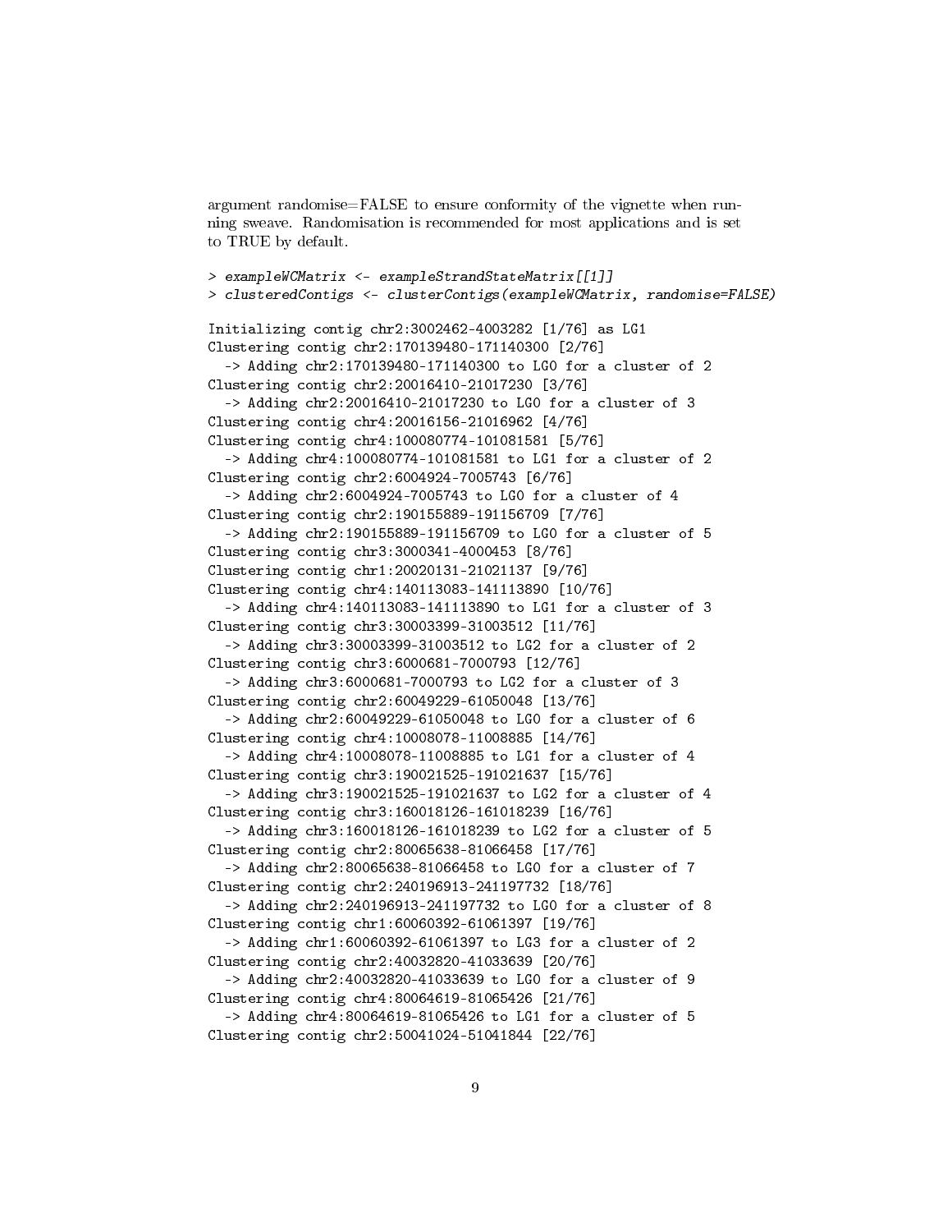argument randomise=FALSE to ensure conformity of the vignette when running sweave. Randomisation is recommended for most applications and is set to TRUE by default.

```
> exampleWCMatrix <- exampleStrandStateMatrix[[1]]
> clusteredContigs <- clusterContigs(exampleWCMatrix, randomise=FALSE)

Initializing contig chr2:3002462-4003282 [1/76] as LG1
Clustering contig chr2:170139480-171140300 [2/76]
  -> Adding chr2:170139480-171140300 to LG0 for a cluster of 2
Clustering contig chr2:20016410-21017230 [3/76]
  -> Adding chr2:20016410-21017230 to LG0 for a cluster of 3
Clustering contig chr4:20016156-21016962 [4/76]
Clustering contig chr4:100080774-101081581 [5/76]
  -> Adding chr4:100080774-101081581 to LG1 for a cluster of 2
Clustering contig chr2:6004924-7005743 [6/76]
  -> Adding chr2:6004924-7005743 to LG0 for a cluster of 4
Clustering contig chr2:190155889-191156709 [7/76]
  -> Adding chr2:190155889-191156709 to LG0 for a cluster of 5
Clustering contig chr3:3000341-4000453 [8/76]
Clustering contig chr1:20020131-21021137 [9/76]
Clustering contig chr4:140113083-141113890 [10/76]
  -> Adding chr4:140113083-141113890 to LG1 for a cluster of 3
Clustering contig chr3:30003399-31003512 [11/76]
  -> Adding chr3:30003399-31003512 to LG2 for a cluster of 2
Clustering contig chr3:6000681-7000793 [12/76]
  -> Adding chr3:6000681-7000793 to LG2 for a cluster of 3
Clustering contig chr2:60049229-61050048 [13/76]
  -> Adding chr2:60049229-61050048 to LG0 for a cluster of 6
Clustering contig chr4:10008078-11008885 [14/76]
  -> Adding chr4:10008078-11008885 to LG1 for a cluster of 4
Clustering contig chr3:190021525-191021637 [15/76]
  -> Adding chr3:190021525-191021637 to LG2 for a cluster of 4
Clustering contig chr3:160018126-161018239 [16/76]
  -> Adding chr3:160018126-161018239 to LG2 for a cluster of 5
Clustering contig chr2:80065638-81066458 [17/76]
  -> Adding chr2:80065638-81066458 to LG0 for a cluster of 7
Clustering contig chr2:240196913-241197732 [18/76]
  -> Adding chr2:240196913-241197732 to LG0 for a cluster of 8
Clustering contig chr1:60060392-61061397 [19/76]
  -> Adding chr1:60060392-61061397 to LG3 for a cluster of 2
Clustering contig chr2:40032820-41033639 [20/76]
  -> Adding chr2:40032820-41033639 to LG0 for a cluster of 9
Clustering contig chr4:80064619-81065426 [21/76]
  -> Adding chr4:80064619-81065426 to LG1 for a cluster of 5
Clustering contig chr2:50041024-51041844 [22/76]
```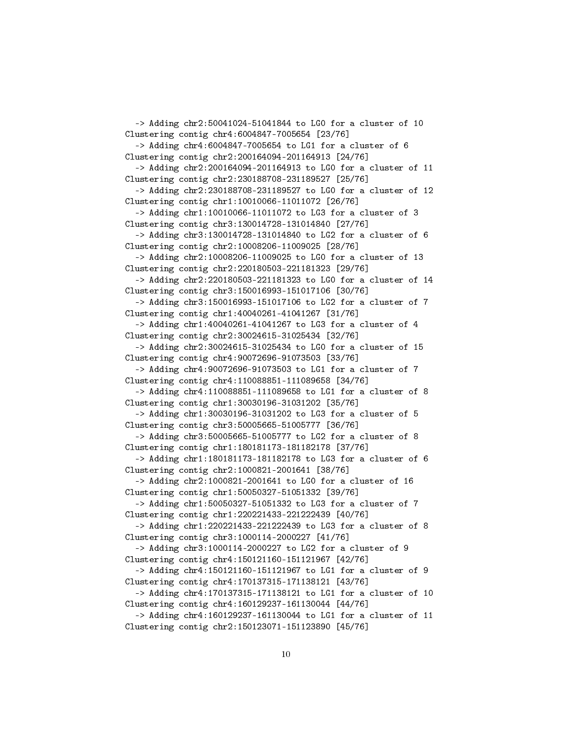```
  -> Adding chr2:50041024-51041844 to LG0 for a cluster of 10
Clustering contig chr4:6004847-7005654 [23/76]
  -> Adding chr4:6004847-7005654 to LG1 for a cluster of 6
Clustering contig chr2:200164094-201164913 [24/76]
  -> Adding chr2:200164094-201164913 to LG0 for a cluster of 11
Clustering contig chr2:230188708-231189527 [25/76]
  -> Adding chr2:230188708-231189527 to LG0 for a cluster of 12
Clustering contig chr1:10010066-11011072 [26/76]
  -> Adding chr1:10010066-11011072 to LG3 for a cluster of 3
Clustering contig chr3:130014728-131014840 [27/76]
  -> Adding chr3:130014728-131014840 to LG2 for a cluster of 6
Clustering contig chr2:10008206-11009025 [28/76]
  -> Adding chr2:10008206-11009025 to LG0 for a cluster of 13
Clustering contig chr2:220180503-221181323 [29/76]
  -> Adding chr2:220180503-221181323 to LG0 for a cluster of 14
Clustering contig chr3:150016993-151017106 [30/76]
  -> Adding chr3:150016993-151017106 to LG2 for a cluster of 7
Clustering contig chr1:40040261-41041267 [31/76]
  -> Adding chr1:40040261-41041267 to LG3 for a cluster of 4
Clustering contig chr2:30024615-31025434 [32/76]
  -> Adding chr2:30024615-31025434 to LG0 for a cluster of 15
Clustering contig chr4:90072696-91073503 [33/76]
  -> Adding chr4:90072696-91073503 to LG1 for a cluster of 7
Clustering contig chr4:110088851-111089658 [34/76]
  -> Adding chr4:110088851-111089658 to LG1 for a cluster of 8
Clustering contig chr1:30030196-31031202 [35/76]
  -> Adding chr1:30030196-31031202 to LG3 for a cluster of 5
Clustering contig chr3:50005665-51005777 [36/76]
  -> Adding chr3:50005665-51005777 to LG2 for a cluster of 8
Clustering contig chr1:180181173-181182178 [37/76]
  -> Adding chr1:180181173-181182178 to LG3 for a cluster of 6
Clustering contig chr2:1000821-2001641 [38/76]
  -> Adding chr2:1000821-2001641 to LG0 for a cluster of 16
Clustering contig chr1:50050327-51051332 [39/76]
  -> Adding chr1:50050327-51051332 to LG3 for a cluster of 7
Clustering contig chr1:220221433-221222439 [40/76]
  -> Adding chr1:220221433-221222439 to LG3 for a cluster of 8
Clustering contig chr3:1000114-2000227 [41/76]
  -> Adding chr3:1000114-2000227 to LG2 for a cluster of 9
Clustering contig chr4:150121160-151121967 [42/76]
  -> Adding chr4:150121160-151121967 to LG1 for a cluster of 9
Clustering contig chr4:170137315-171138121 [43/76]
  -> Adding chr4:170137315-171138121 to LG1 for a cluster of 10
Clustering contig chr4:160129237-161130044 [44/76]
  -> Adding chr4:160129237-161130044 to LG1 for a cluster of 11
Clustering contig chr2:150123071-151123890 [45/76]
```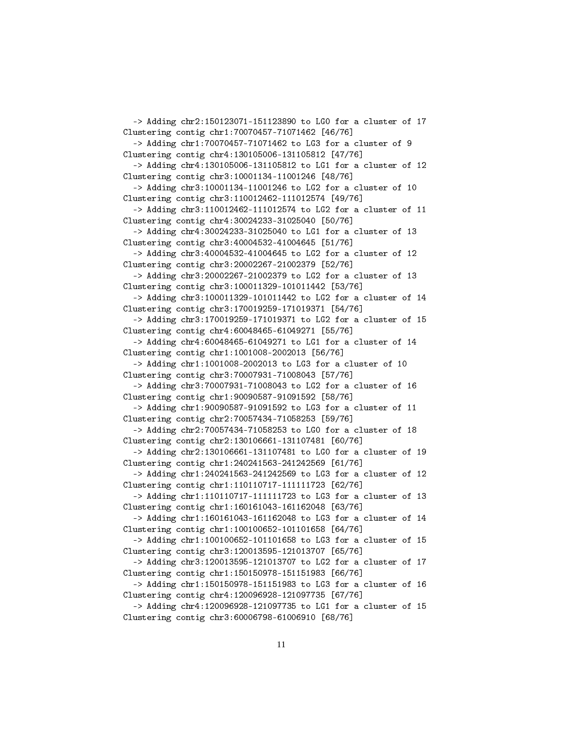```
  -> Adding chr2:150123071-151123890 to LG0 for a cluster of 17
Clustering contig chr1:70070457-71071462 [46/76]
  -> Adding chr1:70070457-71071462 to LG3 for a cluster of 9
Clustering contig chr4:130105006-131105812 [47/76]
  -> Adding chr4:130105006-131105812 to LG1 for a cluster of 12
Clustering contig chr3:10001134-11001246 [48/76]
  -> Adding chr3:10001134-11001246 to LG2 for a cluster of 10
Clustering contig chr3:110012462-111012574 [49/76]
  -> Adding chr3:110012462-111012574 to LG2 for a cluster of 11
Clustering contig chr4:30024233-31025040 [50/76]
  -> Adding chr4:30024233-31025040 to LG1 for a cluster of 13
Clustering contig chr3:40004532-41004645 [51/76]
  -> Adding chr3:40004532-41004645 to LG2 for a cluster of 12
Clustering contig chr3:20002267-21002379 [52/76]
  -> Adding chr3:20002267-21002379 to LG2 for a cluster of 13
Clustering contig chr3:100011329-101011442 [53/76]
  -> Adding chr3:100011329-101011442 to LG2 for a cluster of 14
Clustering contig chr3:170019259-171019371 [54/76]
  -> Adding chr3:170019259-171019371 to LG2 for a cluster of 15
Clustering contig chr4:60048465-61049271 [55/76]
  -> Adding chr4:60048465-61049271 to LG1 for a cluster of 14
Clustering contig chr1:1001008-2002013 [56/76]
  -> Adding chr1:1001008-2002013 to LG3 for a cluster of 10
Clustering contig chr3:70007931-71008043 [57/76]
  -> Adding chr3:70007931-71008043 to LG2 for a cluster of 16
Clustering contig chr1:90090587-91091592 [58/76]
  -> Adding chr1:90090587-91091592 to LG3 for a cluster of 11
Clustering contig chr2:70057434-71058253 [59/76]
  -> Adding chr2:70057434-71058253 to LG0 for a cluster of 18
Clustering contig chr2:130106661-131107481 [60/76]
  -> Adding chr2:130106661-131107481 to LG0 for a cluster of 19
Clustering contig chr1:240241563-241242569 [61/76]
  -> Adding chr1:240241563-241242569 to LG3 for a cluster of 12
Clustering contig chr1:110110717-111111723 [62/76]
  -> Adding chr1:110110717-111111723 to LG3 for a cluster of 13
Clustering contig chr1:160161043-161162048 [63/76]
  -> Adding chr1:160161043-161162048 to LG3 for a cluster of 14
Clustering contig chr1:100100652-101101658 [64/76]
  -> Adding chr1:100100652-101101658 to LG3 for a cluster of 15
Clustering contig chr3:120013595-121013707 [65/76]
  -> Adding chr3:120013595-121013707 to LG2 for a cluster of 17
Clustering contig chr1:150150978-151151983 [66/76]
  -> Adding chr1:150150978-151151983 to LG3 for a cluster of 16
Clustering contig chr4:120096928-121097735 [67/76]
  -> Adding chr4:120096928-121097735 to LG1 for a cluster of 15
Clustering contig chr3:60006798-61006910 [68/76]
```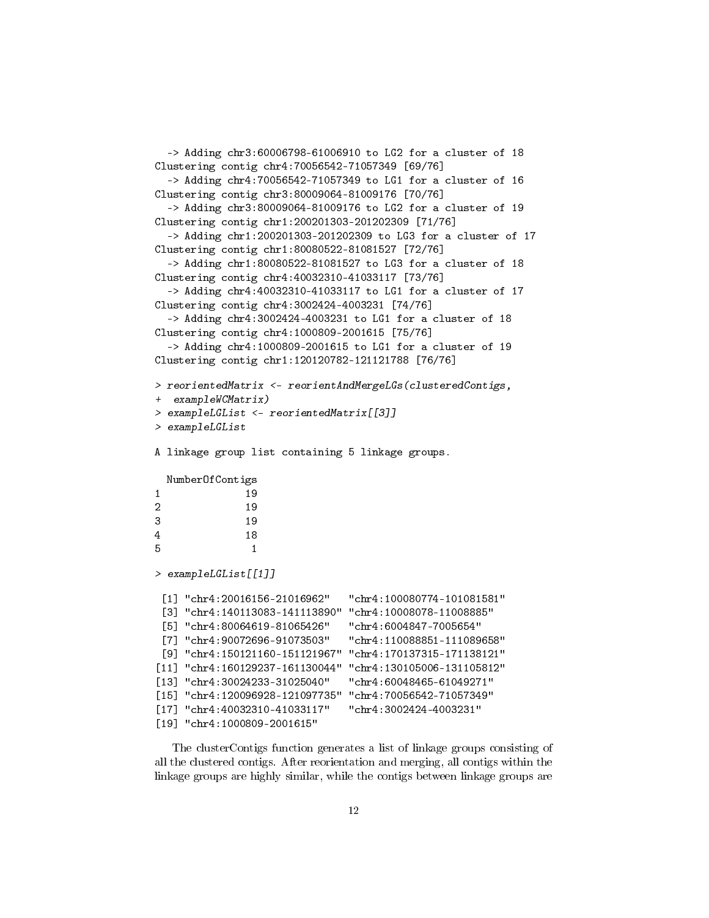```
  -> Adding chr3:60006798-61006910 to LG2 for a cluster of 18
Clustering contig chr4:70056542-71057349 [69/76]
  -> Adding chr4:70056542-71057349 to LG1 for a cluster of 16
Clustering contig chr3:80009064-81009176 [70/76]
  -> Adding chr3:80009064-81009176 to LG2 for a cluster of 19
Clustering contig chr1:200201303-201202309 [71/76]
  -> Adding chr1:200201303-201202309 to LG3 for a cluster of 17
Clustering contig chr1:80080522-81081527 [72/76]
  -> Adding chr1:80080522-81081527 to LG3 for a cluster of 18
Clustering contig chr4:40032310-41033117 [73/76]
  -> Adding chr4:40032310-41033117 to LG1 for a cluster of 17
Clustering contig chr4:3002424-4003231 [74/76]
  -> Adding chr4:3002424-4003231 to LG1 for a cluster of 18
Clustering contig chr4:1000809-2001615 [75/76]
  -> Adding chr4:1000809-2001615 to LG1 for a cluster of 19
Clustering contig chr1:120120782-121121788 [76/76]
```

```
> reorientedMatrix <- reorientAndMergeLGs(clusteredContigs,
+  exampleWCMatrix)
> exampleLGList <- reorientedMatrix[[3]]
> exampleLGList

A linkage group list containing 5 linkage groups.

  NumberOfContigs
1              19
2              19
3              19
4              18
5               1

> exampleLGList[[1]]

 [1] "chr4:20016156-21016962"   "chr4:100080774-101081581"
 [3] "chr4:140113083-141113890" "chr4:10008078-11008885"
 [5] "chr4:80064619-81065426"   "chr4:6004847-7005654"
 [7] "chr4:90072696-91073503"   "chr4:110088851-111089658"
 [9] "chr4:150121160-151121967" "chr4:170137315-171138121"
[11] "chr4:160129237-161130044" "chr4:130105006-131105812"
[13] "chr4:30024233-31025040"   "chr4:60048465-61049271"
[15] "chr4:120096928-121097735" "chr4:70056542-71057349"
[17] "chr4:40032310-41033117"   "chr4:3002424-4003231"
[19] "chr4:1000809-2001615"
```

The clusterContigs function generates a list of linkage groups consisting of all the clustered contigs. After reorientation and merging, all contigs within the linkage groups are highly similar, while the contigs between linkage groups are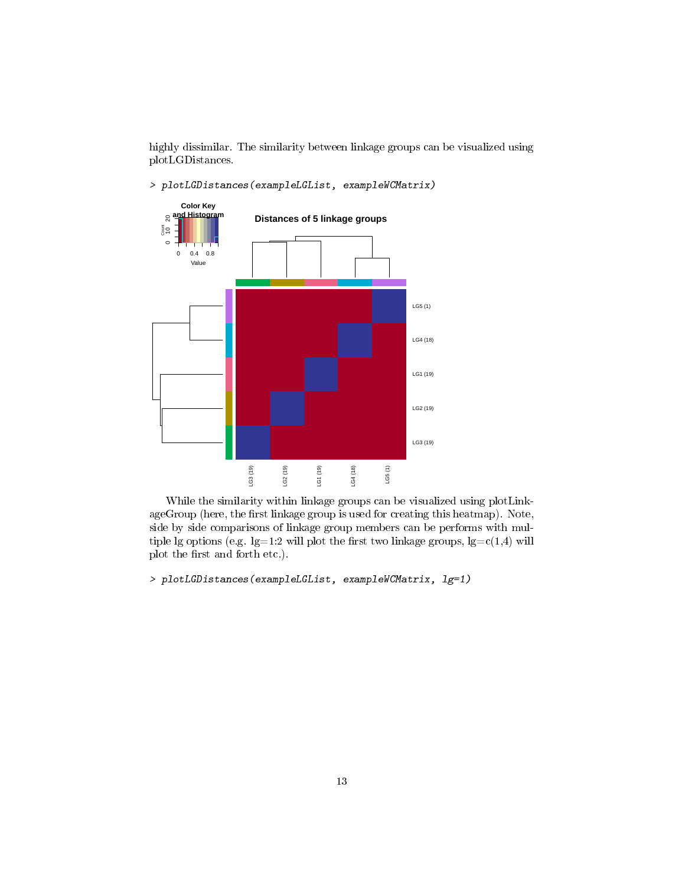highly dissimilar. The similarity between linkage groups can be visualized using plotLGDistances.

```
> plotLGDistances(exampleLGList, exampleWCMatrix)
```

While the similarity within linkage groups can be visualized using plotLinkageGroup (here, the first linkage group is used for creating this heatmap). Note, side by side comparisons of linkage group members can be performs with multiple lg options (e.g. lg=1:2 will plot the first two linkage groups, lg=c(1,4) will plot the first and forth etc.).

```
> plotLGDistances(exampleLGList, exampleWCMatrix, lg=1)
```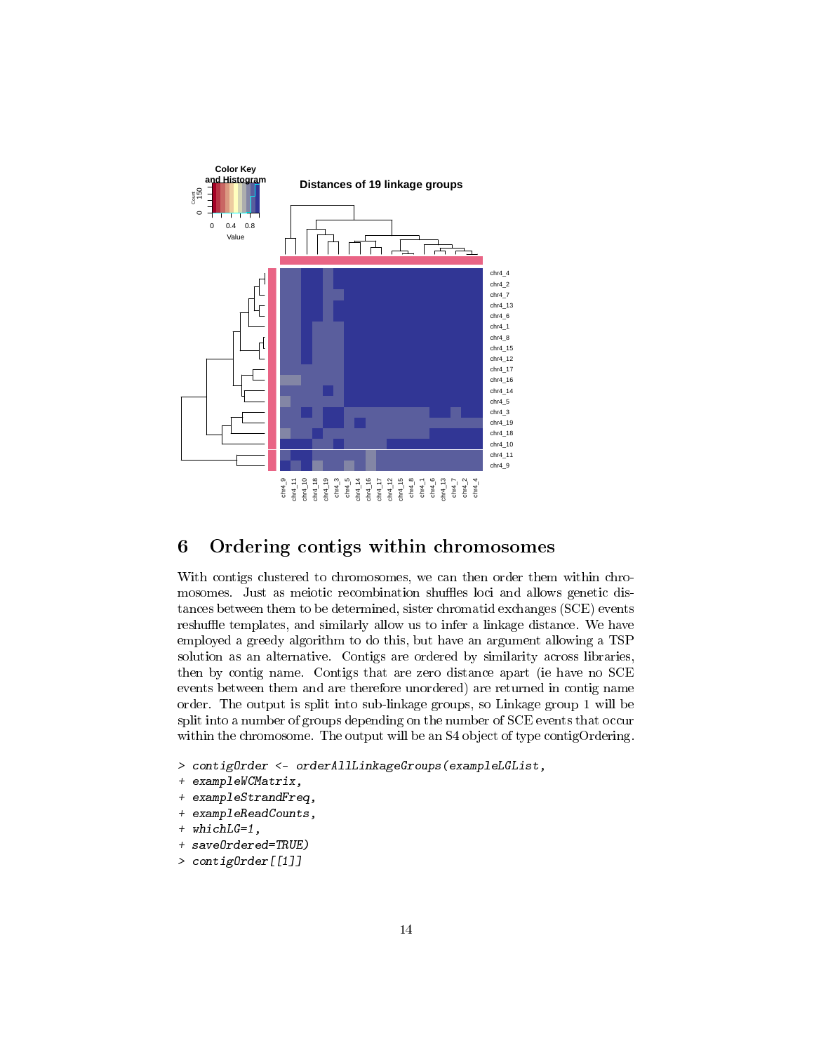## 6 Ordering contigs within chromosomes

With contigs clustered to chromosomes, we can then order them within chromosomes. Just as meiotic recombination shuffles loci and allows genetic distances between them to be determined, sister chromatid exchanges (SCE) events reshuffle templates, and similarly allow us to infer a linkage distance. We have employed a greedy algorithm to do this, but have an argument allowing a TSP solution as an alternative. Contigs are ordered by similarity across libraries, then by contig name. Contigs that are zero distance apart (ie have no SCE events between them and are therefore unordered) are returned in contig name order. The output is split into sub-linkage groups, so Linkage group 1 will be split into a number of groups depending on the number of SCE events that occur within the chromosome. The output will be an S4 object of type contigOrdering.

```
> contigOrder <- orderAllLinkageGroups(exampleLGList,
+ exampleWCMatrix,
+ exampleStrandFreq,
+ exampleReadCounts,
+ whichLG=1,
+ saveOrdered=TRUE)
> contigOrder[[1]]
```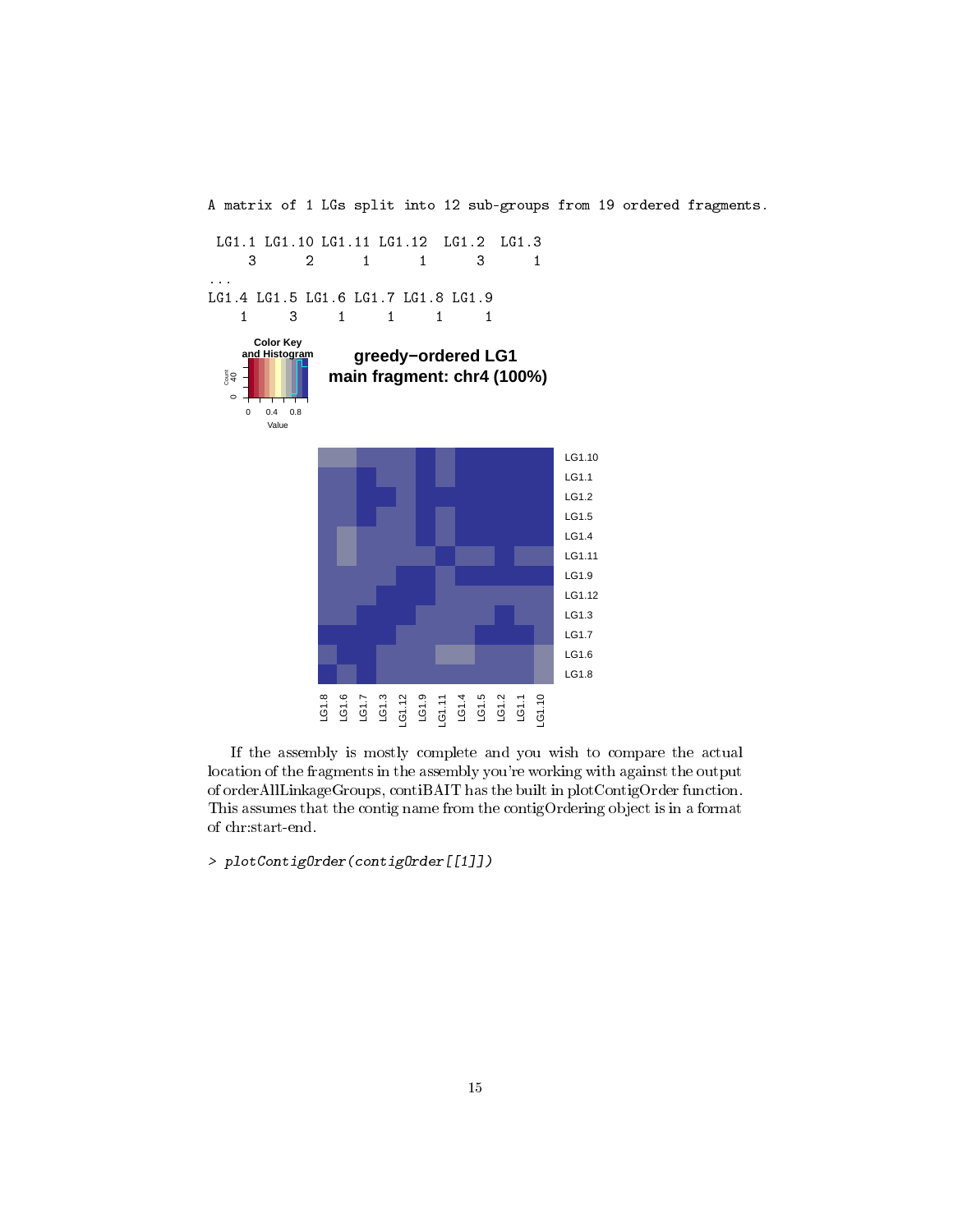```
A matrix of 1 LGs split into 12 sub-groups from 19 ordered fragments.

 LG1.1 LG1.10 LG1.11 LG1.12  LG1.2  LG1.3
     3      2      1      1      3      1
...
LG1.4 LG1.5 LG1.6 LG1.7 LG1.8 LG1.9
    1     3     1     1     1     1
```

If the assembly is mostly complete and you wish to compare the actual location of the fragments in the assembly you're working with against the output of orderAllLinkageGroups, contiBAIT has the built in plotContigOrder function. This assumes that the contig name from the contigOrdering object is in a format of chr:start-end.

```
> plotContigOrder(contigOrder[[1]])
```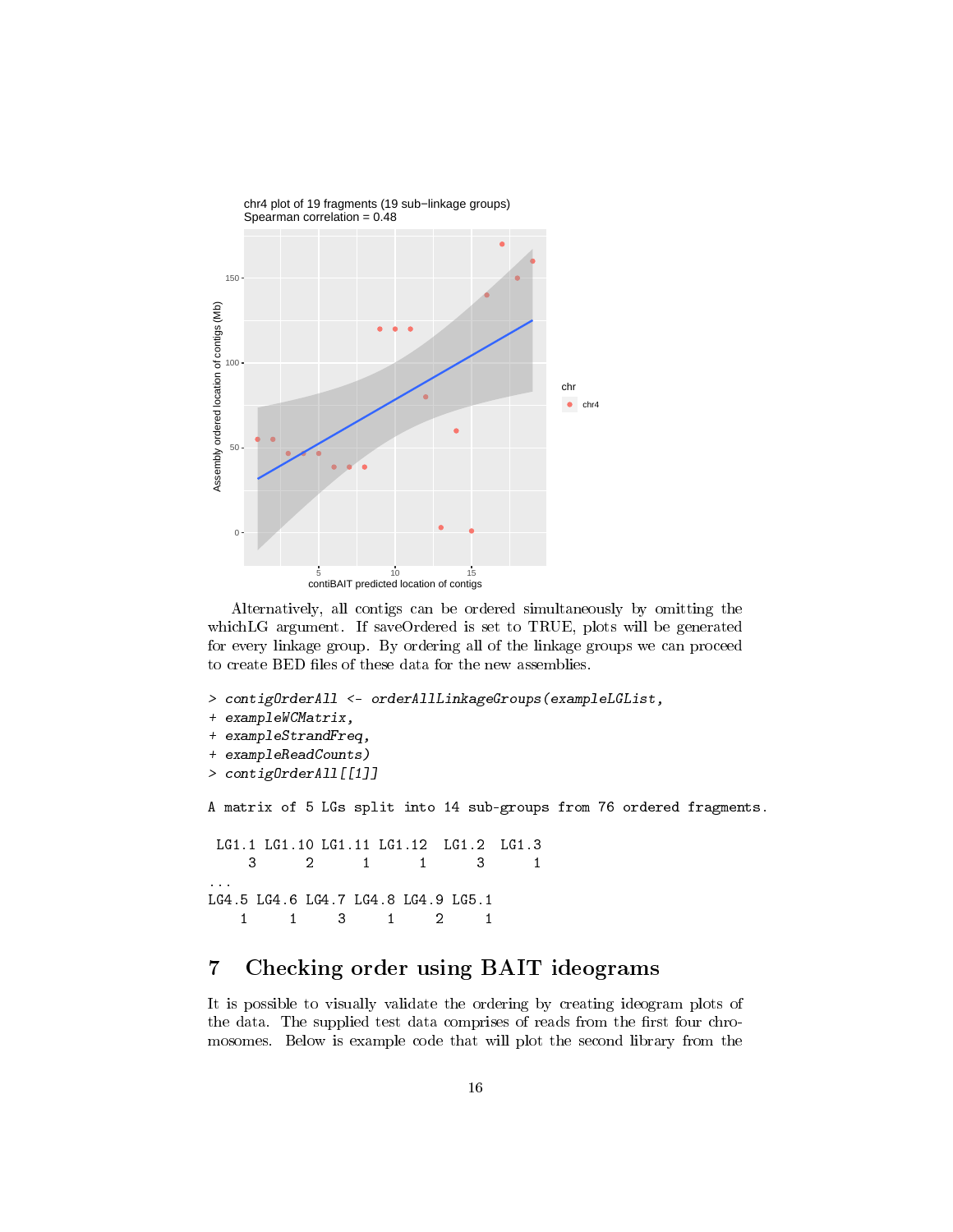Alternatively, all contigs can be ordered simultaneously by omitting the whichLG argument. If saveOrdered is set to TRUE, plots will be generated for every linkage group. By ordering all of the linkage groups we can proceed to create BED files of these data for the new assemblies.

```
> contigOrderAll <- orderAllLinkageGroups(exampleLGList,
+ exampleWCMatrix,
+ exampleStrandFreq,
+ exampleReadCounts)
> contigOrderAll[[1]]

A matrix of 5 LGs split into 14 sub-groups from 76 ordered fragments.

 LG1.1 LG1.10 LG1.11 LG1.12  LG1.2  LG1.3
     3      2      1      1      3      1
...
LG4.5 LG4.6 LG4.7 LG4.8 LG4.9 LG5.1
    1     1     3     1     2     1
```

# 7 Checking order using BAIT ideograms

It is possible to visually validate the ordering by creating ideogram plots of the data. The supplied test data comprises of reads from the first four chromosomes. Below is example code that will plot the second library from the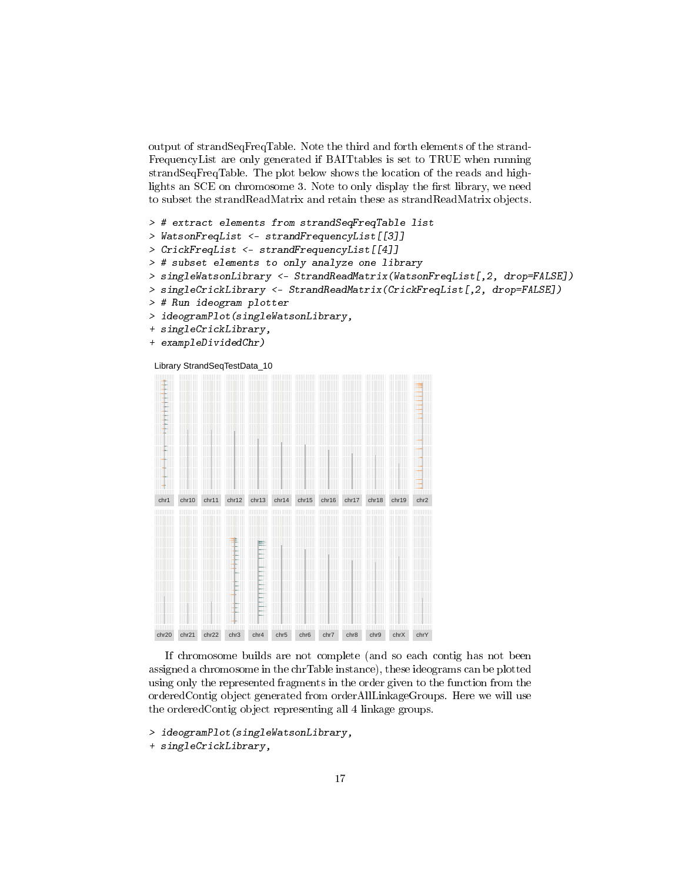output of strandSeqFreqTable. Note the third and forth elements of the strandFrequencyList are only generated if BAITtables is set to TRUE when running strandSeqFreqTable. The plot below shows the location of the reads and highlights an SCE on chromosome 3. Note to only display the first library, we need to subset the strandReadMatrix and retain these as strandReadMatrix objects.

```
> # extract elements from strandSeqFreqTable list
> WatsonFreqList <- strandFrequencyList[[3]]
> CrickFreqList <- strandFrequencyList[[4]]
> # subset elements to only analyze one library
> singleWatsonLibrary <- StrandReadMatrix(WatsonFreqList[,2, drop=FALSE])
> singleCrickLibrary <- StrandReadMatrix(CrickFreqList[,2, drop=FALSE])
> # Run ideogram plotter
> ideogramPlot(singleWatsonLibrary,
+ singleCrickLibrary,
+ exampleDividedChr)
```

Library StrandSeqTestData_10

chr1 chr10 chr11 chr12 chr13 chr14 chr15 chr16 chr17 chr18 chr19 chr2

chr20 chr21 chr22 chr3 chr4 chr5 chr6 chr7 chr8 chr9 chrX chrY

If chromosome builds are not complete (and so each contig has not been assigned a chromosome in the chrTable instance), these ideograms can be plotted using only the represented fragments in the order given to the function from the orderedContig object generated from orderAllLinkageGroups. Here we will use the orderedContig object representing all 4 linkage groups.

```
> ideogramPlot(singleWatsonLibrary,
+ singleCrickLibrary,
```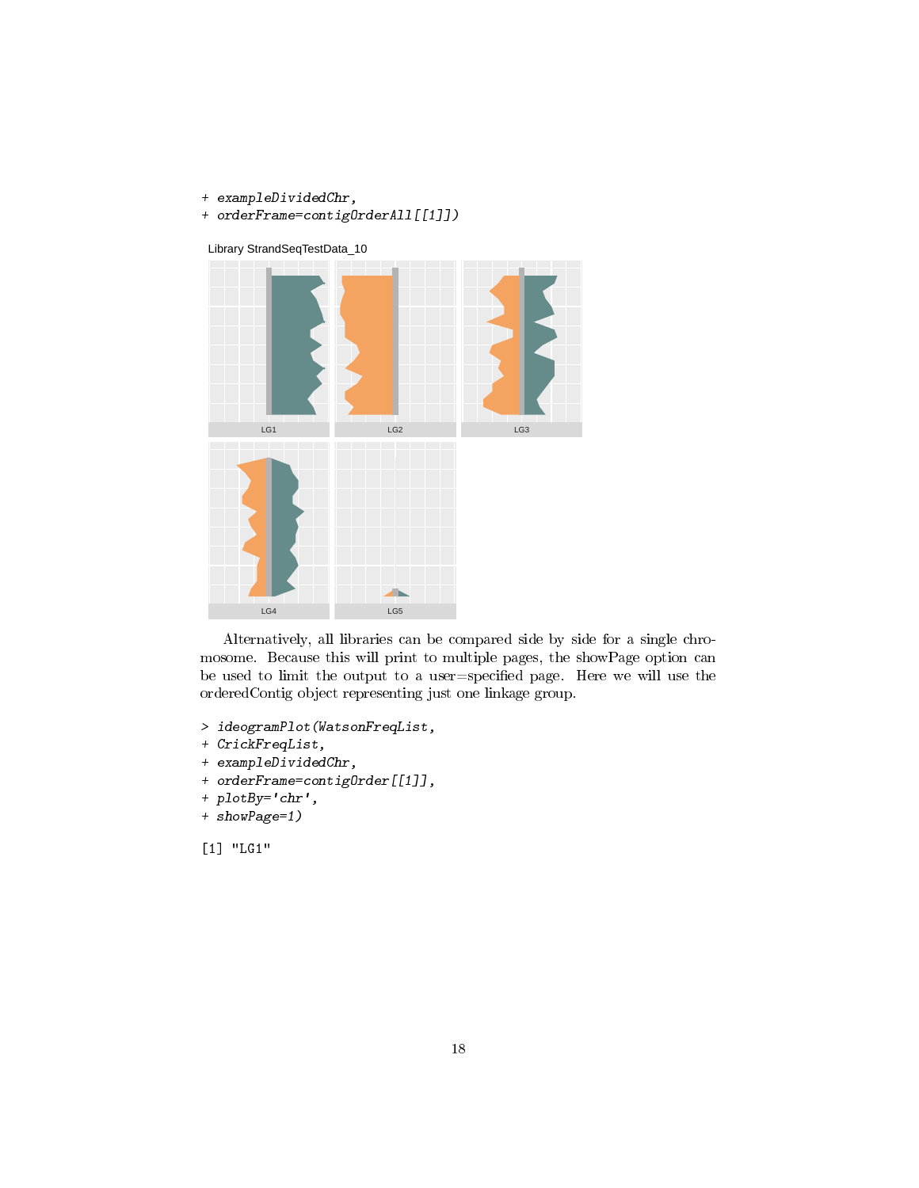```
+ exampleDividedChr,
+ orderFrame=contigOrderAll[[1]])
```

Alternatively, all libraries can be compared side by side for a single chromosome. Because this will print to multiple pages, the showPage option can be used to limit the output to a user=specified page. Here we will use the orderedContig object representing just one linkage group.

```
> ideogramPlot(WatsonFreqList,
+ CrickFreqList,
+ exampleDividedChr,
+ orderFrame=contigOrder[[1]],
+ plotBy='chr',
+ showPage=1)
```

```
[1] "LG1"
```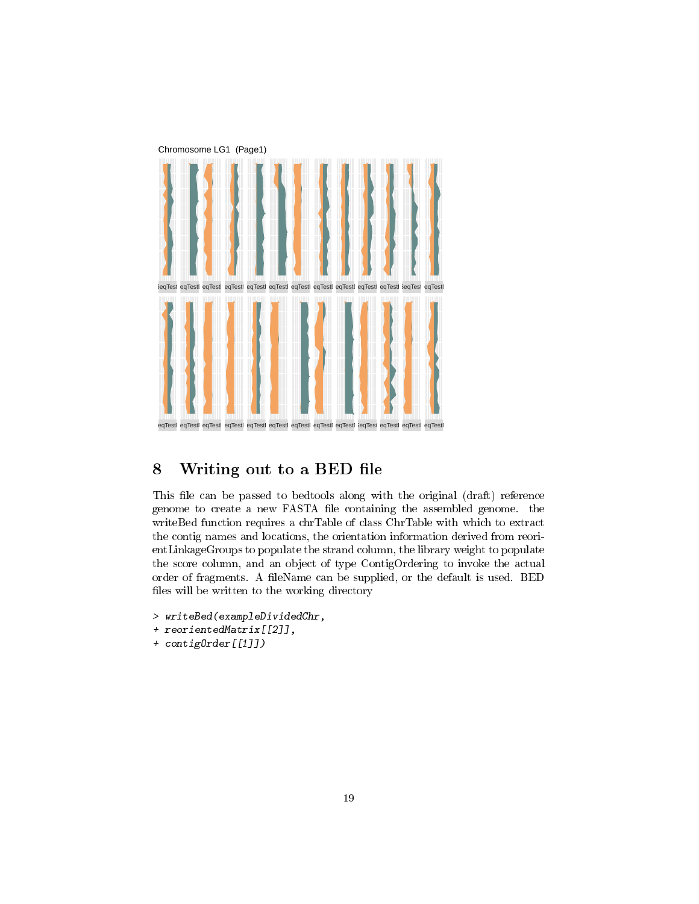## 8 Writing out to a BED file

This file can be passed to bedtools along with the original (draft) reference genome to create a new FASTA file containing the assembled genome. the writeBed function requires a chrTable of class ChrTable with which to extract the contig names and locations, the orientation information derived from reorientLinkageGroups to populate the strand column, the library weight to populate the score column, and an object of type ContigOrdering to invoke the actual order of fragments. A fileName can be supplied, or the default is used. BED files will be written to the working directory

```
> writeBed(exampleDividedChr,
+ reorientedMatrix[[2]],
+ contigOrder[[1]])
```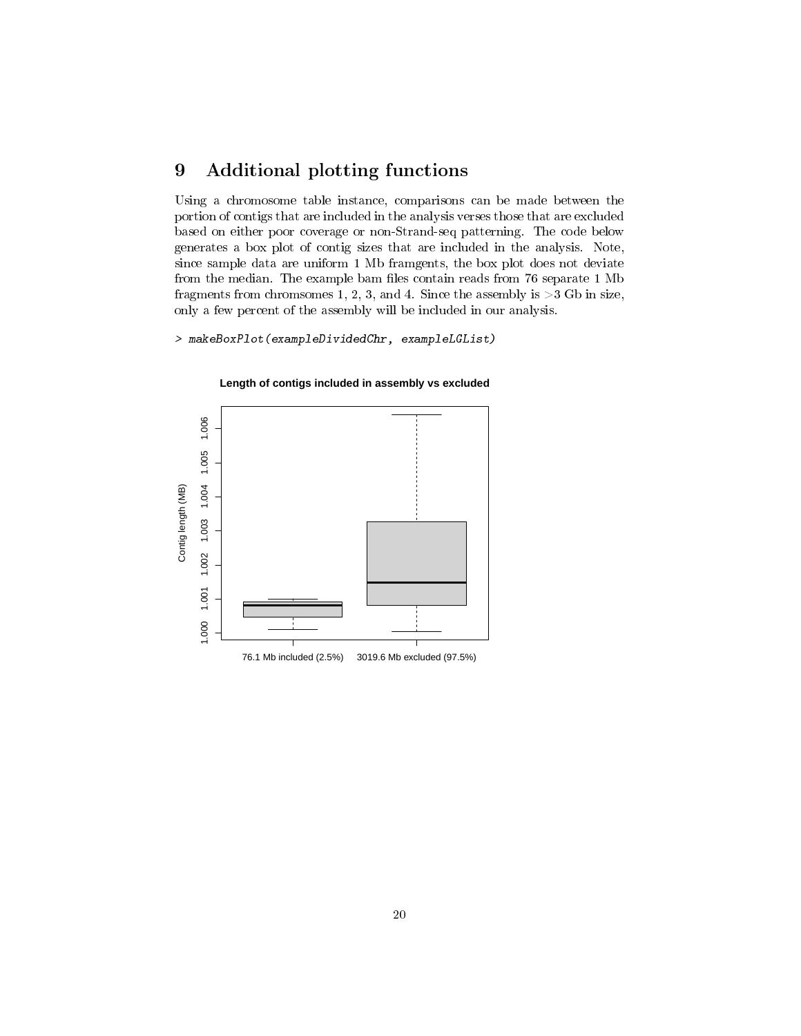# 9 Additional plotting functions

Using a chromosome table instance, comparisons can be made between the portion of contigs that are included in the analysis verses those that are excluded based on either poor coverage or non-Strand-seq patterning. The code below generates a box plot of contig sizes that are included in the analysis. Note, since sample data are uniform 1 Mb framgents, the box plot does not deviate from the median. The example bam files contain reads from 76 separate 1 Mb fragments from chromsomes 1, 2, 3, and 4. Since the assembly is >3 Gb in size, only a few percent of the assembly will be included in our analysis.

```
> makeBoxPlot(exampleDividedChr, exampleLGList)
```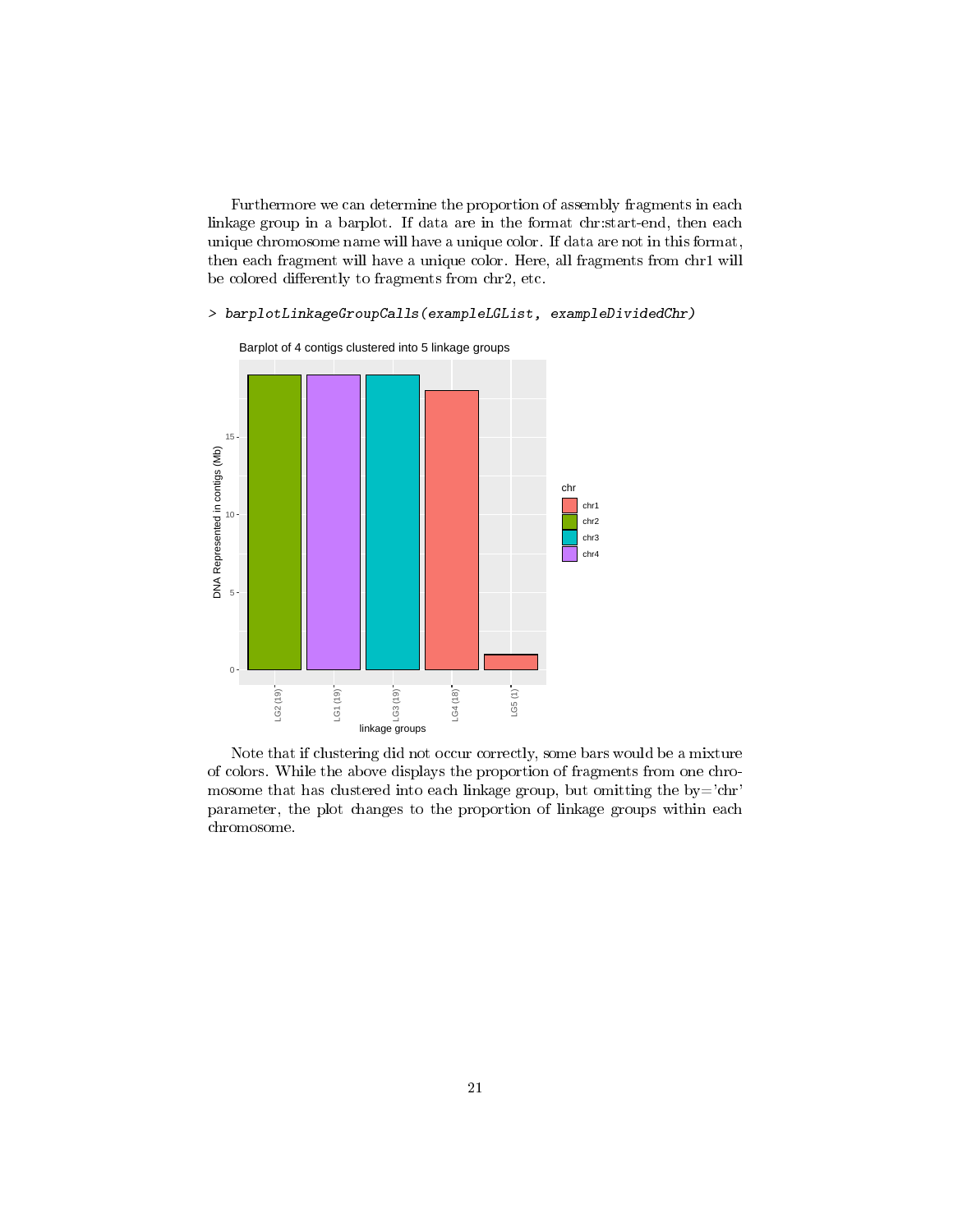Furthermore we can determine the proportion of assembly fragments in each linkage group in a barplot. If data are in the format chr:start-end, then each unique chromosome name will have a unique color. If data are not in this format, then each fragment will have a unique color. Here, all fragments from chr1 will be colored differently to fragments from chr2, etc.

```
> barplotLinkageGroupCalls(exampleLGList, exampleDividedChr)
```

Note that if clustering did not occur correctly, some bars would be a mixture of colors. While the above displays the proportion of fragments from one chromosome that has clustered into each linkage group, but omitting the by='chr' parameter, the plot changes to the proportion of linkage groups within each chromosome.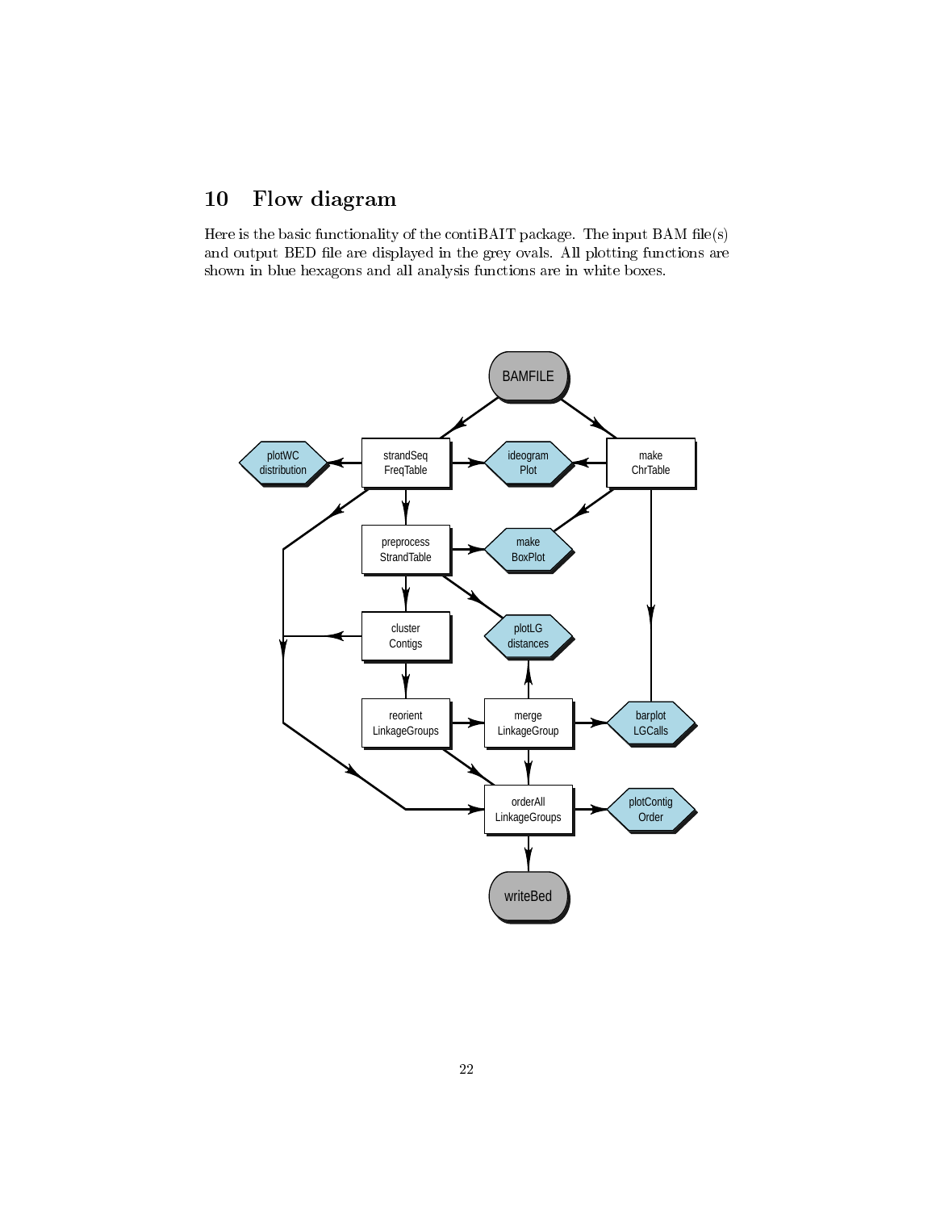# 10 Flow diagram

Here is the basic functionality of the contiBAIT package. The input BAM file(s) and output BED file are displayed in the grey ovals. All plotting functions are shown in blue hexagons and all analysis functions are in white boxes.

BAMFILE

plotWC distribution

strandSeq FreqTable

ideogram Plot

make ChrTable

preprocess StrandTable

make BoxPlot

cluster Contigs

plotLG distances

reorient LinkageGroups

merge LinkageGroup

barplot LGCalls

orderAll LinkageGroups

plotContig Order

writeBed